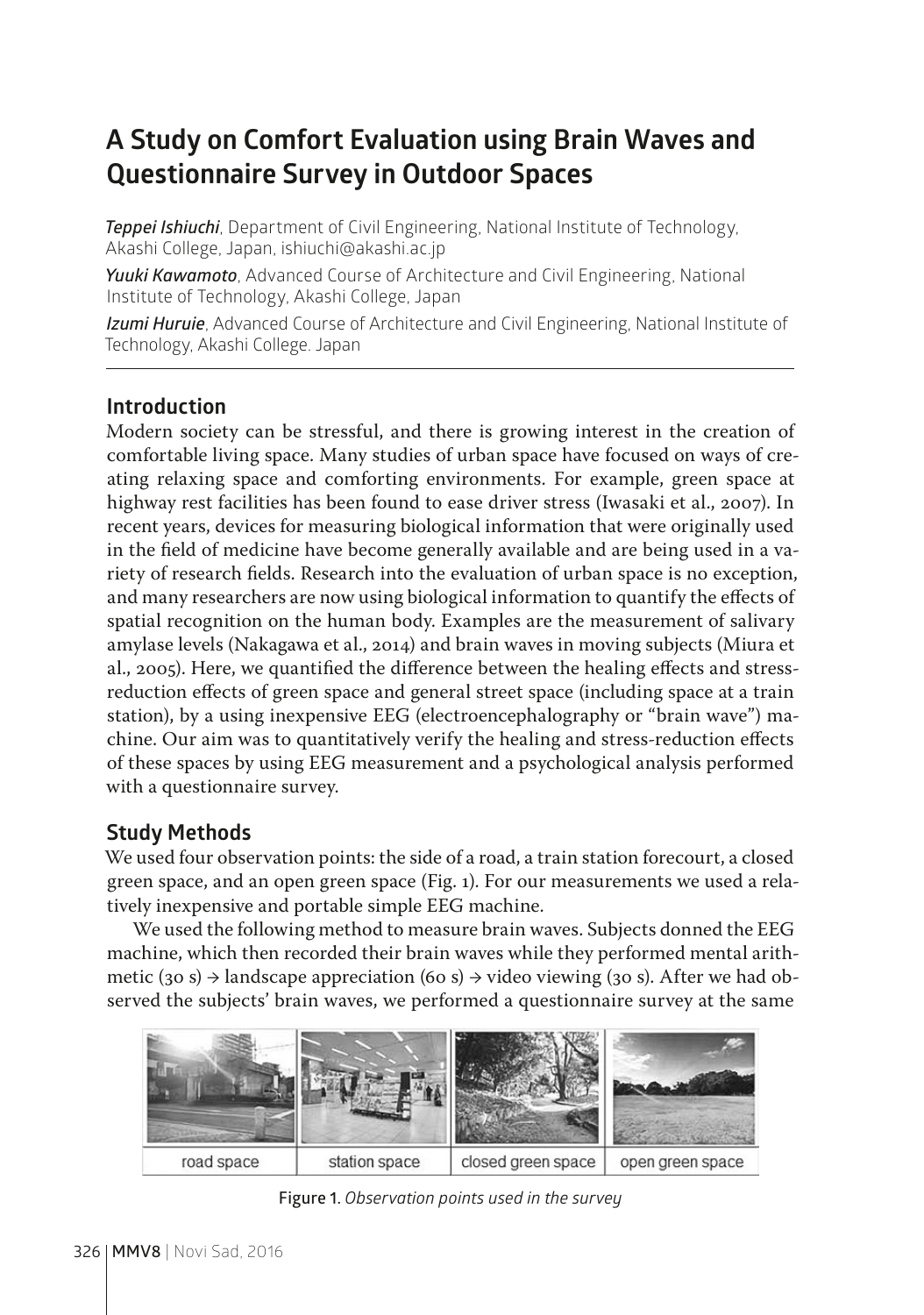# A Study on Comfort Evaluation using Brain Waves and Questionnaire Survey in Outdoor Spaces

***Teppei Ishiuchi***, Department of Civil Engineering, National Institute of Technology, Akashi College, Japan, ishiuchi@akashi.ac.jp

***Yuuki Kawamoto***, Advanced Course of Architecture and Civil Engineering, National Institute of Technology, Akashi College, Japan

***Izumi Huruie***, Advanced Course of Architecture and Civil Engineering, National Institute of Technology, Akashi College. Japan

## Introduction

Modern society can be stressful, and there is growing interest in the creation of comfortable living space. Many studies of urban space have focused on ways of creating relaxing space and comforting environments. For example, green space at highway rest facilities has been found to ease driver stress (Iwasaki et al., 2007). In recent years, devices for measuring biological information that were originally used in the field of medicine have become generally available and are being used in a variety of research fields. Research into the evaluation of urban space is no exception, and many researchers are now using biological information to quantify the effects of spatial recognition on the human body. Examples are the measurement of salivary amylase levels (Nakagawa et al., 2014) and brain waves in moving subjects (Miura et al., 2005). Here, we quantified the difference between the healing effects and stress-reduction effects of green space and general street space (including space at a train station), by a using inexpensive EEG (electroencephalography or "brain wave") machine. Our aim was to quantitatively verify the healing and stress-reduction effects of these spaces by using EEG measurement and a psychological analysis performed with a questionnaire survey.

## Study Methods

We used four observation points: the side of a road, a train station forecourt, a closed green space, and an open green space (Fig. 1). For our measurements we used a relatively inexpensive and portable simple EEG machine.

We used the following method to measure brain waves. Subjects donned the EEG machine, which then recorded their brain waves while they performed mental arithmetic (30 s) → landscape appreciation (60 s) → video viewing (30 s). After we had observed the subjects' brain waves, we performed a questionnaire survey at the same

| road space | station space | closed green space | open green space |
|---|---|---|---|

Figure 1. *Observation points used in the survey*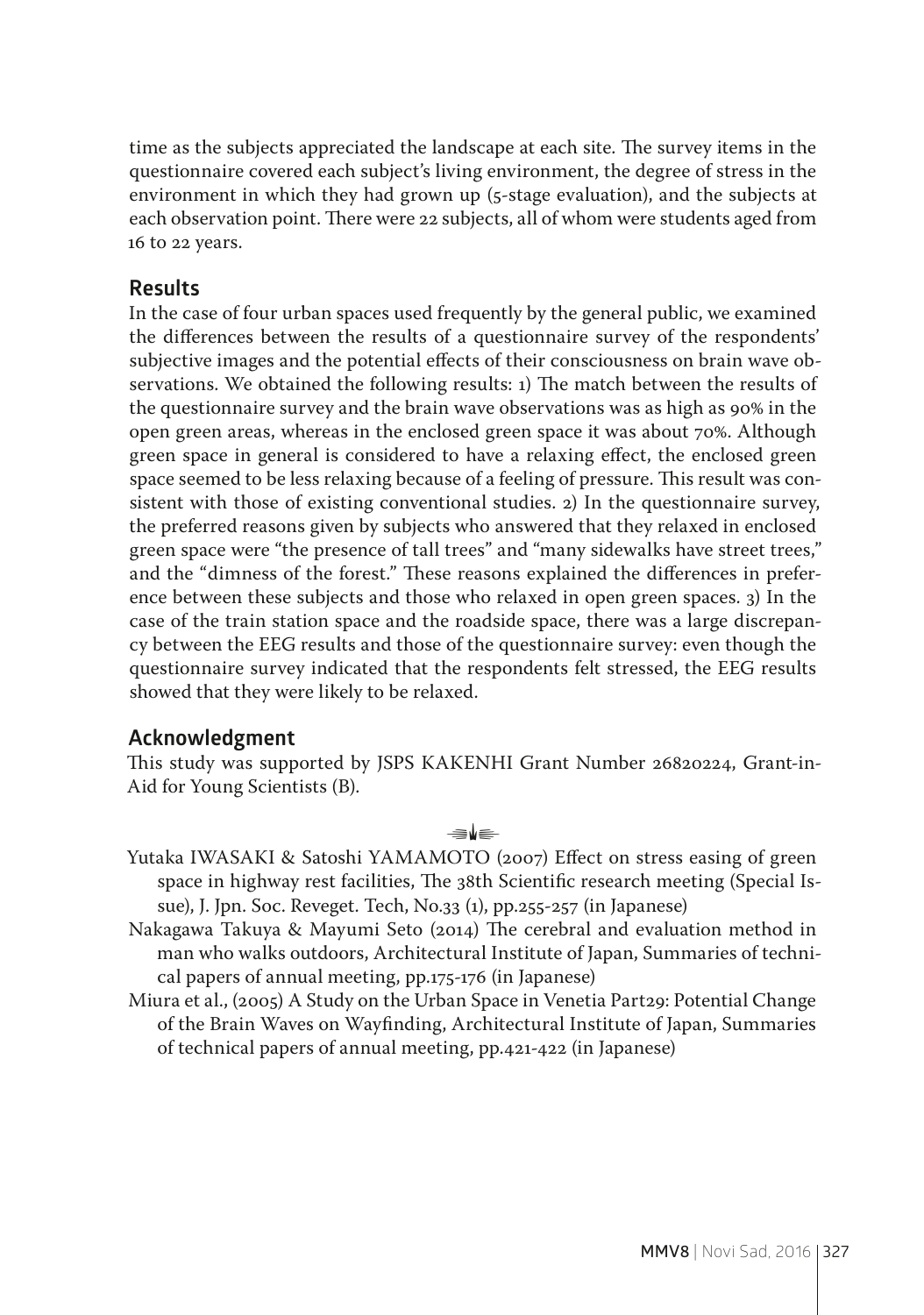time as the subjects appreciated the landscape at each site. The survey items in the questionnaire covered each subject's living environment, the degree of stress in the environment in which they had grown up (5-stage evaluation), and the subjects at each observation point. There were 22 subjects, all of whom were students aged from 16 to 22 years.

## Results

In the case of four urban spaces used frequently by the general public, we examined the differences between the results of a questionnaire survey of the respondents' subjective images and the potential effects of their consciousness on brain wave observations. We obtained the following results: 1) The match between the results of the questionnaire survey and the brain wave observations was as high as 90% in the open green areas, whereas in the enclosed green space it was about 70%. Although green space in general is considered to have a relaxing effect, the enclosed green space seemed to be less relaxing because of a feeling of pressure. This result was consistent with those of existing conventional studies. 2) In the questionnaire survey, the preferred reasons given by subjects who answered that they relaxed in enclosed green space were "the presence of tall trees" and "many sidewalks have street trees," and the "dimness of the forest." These reasons explained the differences in preference between these subjects and those who relaxed in open green spaces. 3) In the case of the train station space and the roadside space, there was a large discrepancy between the EEG results and those of the questionnaire survey: even though the questionnaire survey indicated that the respondents felt stressed, the EEG results showed that they were likely to be relaxed.

## Acknowledgment

This study was supported by JSPS KAKENHI Grant Number 26820224, Grant-in-Aid for Young Scientists (B).

Yutaka IWASAKI & Satoshi YAMAMOTO (2007) Effect on stress easing of green space in highway rest facilities, The 38th Scientific research meeting (Special Issue), J. Jpn. Soc. Reveget. Tech, No.33 (1), pp.255-257 (in Japanese)

Nakagawa Takuya & Mayumi Seto (2014) The cerebral and evaluation method in man who walks outdoors, Architectural Institute of Japan, Summaries of technical papers of annual meeting, pp.175-176 (in Japanese)

Miura et al., (2005) A Study on the Urban Space in Venetia Part29: Potential Change of the Brain Waves on Wayfinding, Architectural Institute of Japan, Summaries of technical papers of annual meeting, pp.421-422 (in Japanese)